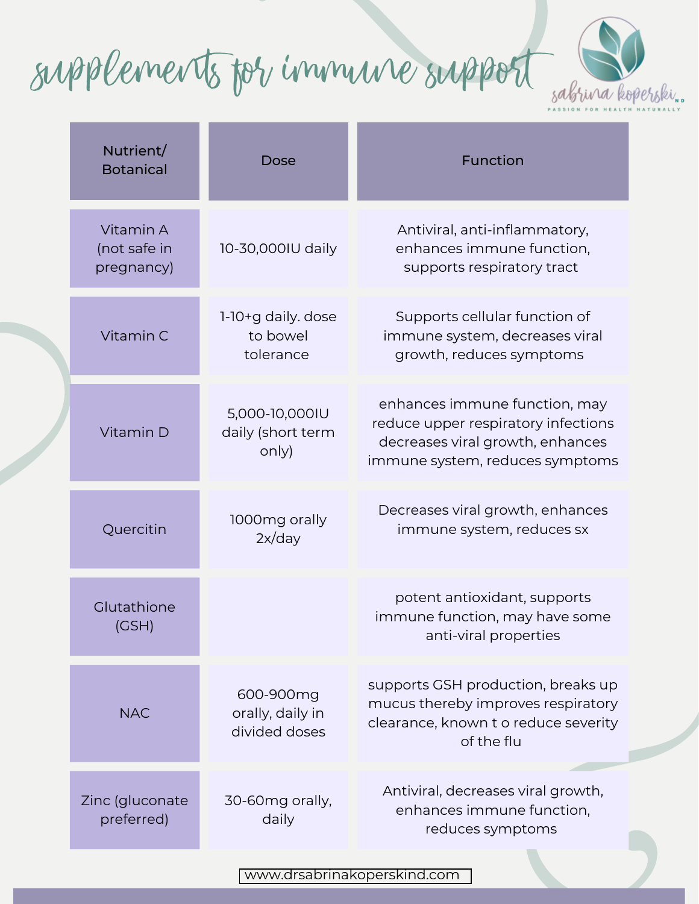# supplements for immune support

sabrina koperski, ND
PASSION FOR HEALTH NATURALLY

| Nutrient/ Botanical | Dose | Function |
|---|---|---|
| Vitamin A (not safe in pregnancy) | 10-30,000IU daily | Antiviral, anti-inflammatory, enhances immune function, supports respiratory tract |
| Vitamin C | 1-10+g daily. dose to bowel tolerance | Supports cellular function of immune system, decreases viral growth, reduces symptoms |
| Vitamin D | 5,000-10,000IU daily (short term only) | enhances immune function, may reduce upper respiratory infections decreases viral growth, enhances immune system, reduces symptoms |
| Quercitin | 1000mg orally 2x/day | Decreases viral growth, enhances immune system, reduces sx |
| Glutathione (GSH) | | potent antioxidant, supports immune function, may have some anti-viral properties |
| NAC | 600-900mg orally, daily in divided doses | supports GSH production, breaks up mucus thereby improves respiratory clearance, known t o reduce severity of the flu |
| Zinc (gluconate preferred) | 30-60mg orally, daily | Antiviral, decreases viral growth, enhances immune function, reduces symptoms |

www.drsabrinakoperskind.com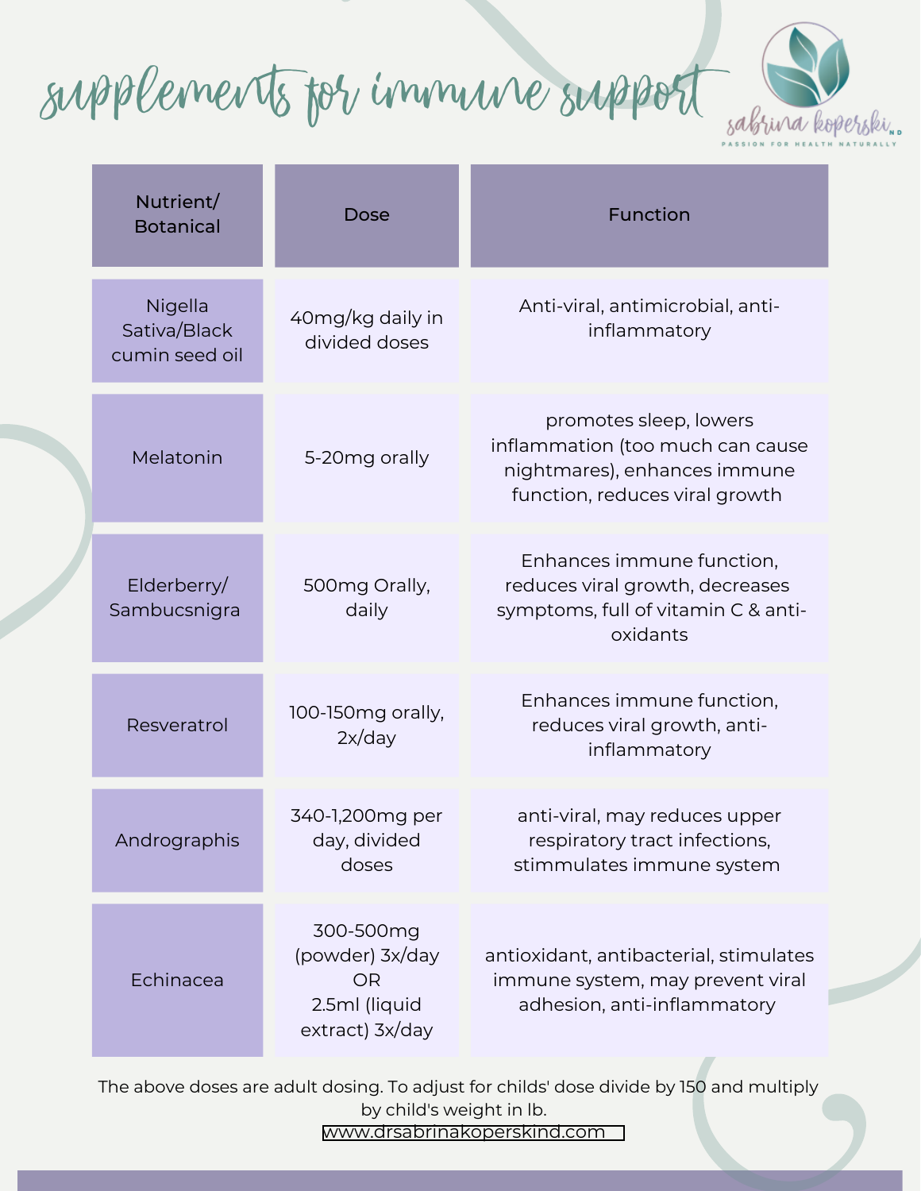# supplements for immune support

sabrina koperski, ND
PASSION FOR HEALTH NATURALLY

| Nutrient/ Botanical | Dose | Function |
| --- | --- | --- |
| Nigella Sativa/Black cumin seed oil | 40mg/kg daily in divided doses | Anti-viral, antimicrobial, anti-inflammatory |
| Melatonin | 5-20mg orally | promotes sleep, lowers inflammation (too much can cause nightmares), enhances immune function, reduces viral growth |
| Elderberry/ Sambucsnigra | 500mg Orally, daily | Enhances immune function, reduces viral growth, decreases symptoms, full of vitamin C & anti-oxidants |
| Resveratrol | 100-150mg orally, 2x/day | Enhances immune function, reduces viral growth, anti-inflammatory |
| Andrographis | 340-1,200mg per day, divided doses | anti-viral, may reduces upper respiratory tract infections, stimmulates immune system |
| Echinacea | 300-500mg (powder) 3x/day OR 2.5ml (liquid extract) 3x/day | antioxidant, antibacterial, stimulates immune system, may prevent viral adhesion, anti-inflammatory |

The above doses are adult dosing. To adjust for childs' dose divide by 150 and multiply by child's weight in lb.

www.drsabrinakoperskind.com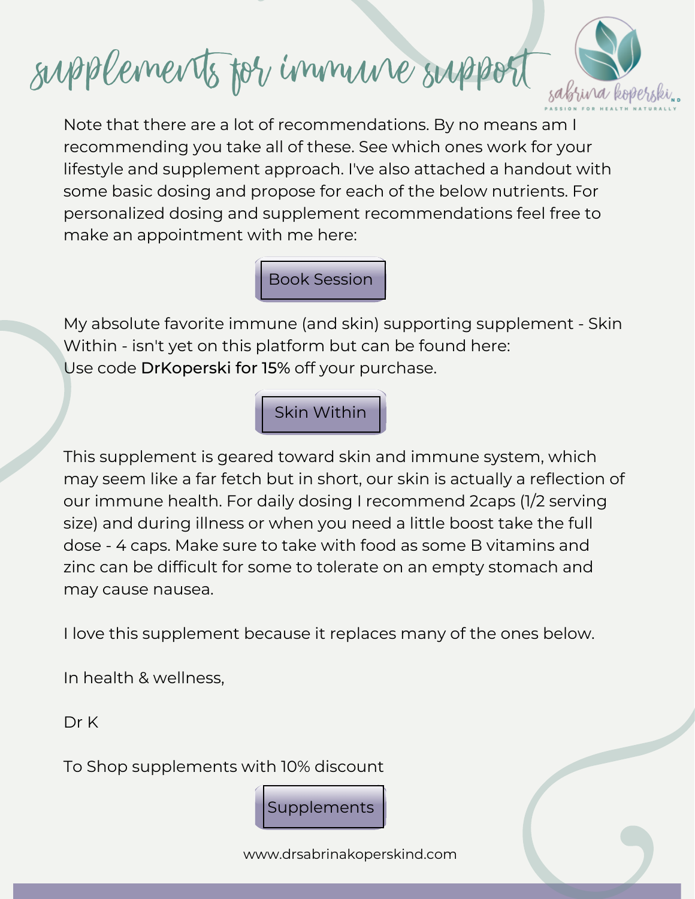# supplements for immune support

Note that there are a lot of recommendations. By no means am I recommending you take all of these. See which ones work for your lifestyle and supplement approach. I've also attached a handout with some basic dosing and propose for each of the below nutrients. For personalized dosing and supplement recommendations feel free to make an appointment with me here:

Book Session

My absolute favorite immune (and skin) supporting supplement - Skin Within - isn't yet on this platform but can be found here:
Use code **DrKoperski for 15%** off your purchase.

Skin Within

This supplement is geared toward skin and immune system, which may seem like a far fetch but in short, our skin is actually a reflection of our immune health. For daily dosing I recommend 2caps (1/2 serving size) and during illness or when you need a little boost take the full dose - 4 caps. Make sure to take with food as some B vitamins and zinc can be difficult for some to tolerate on an empty stomach and may cause nausea.

I love this supplement because it replaces many of the ones below.

In health & wellness,

Dr K

To Shop supplements with 10% discount

Supplements

www.drsabrinakoperskind.com